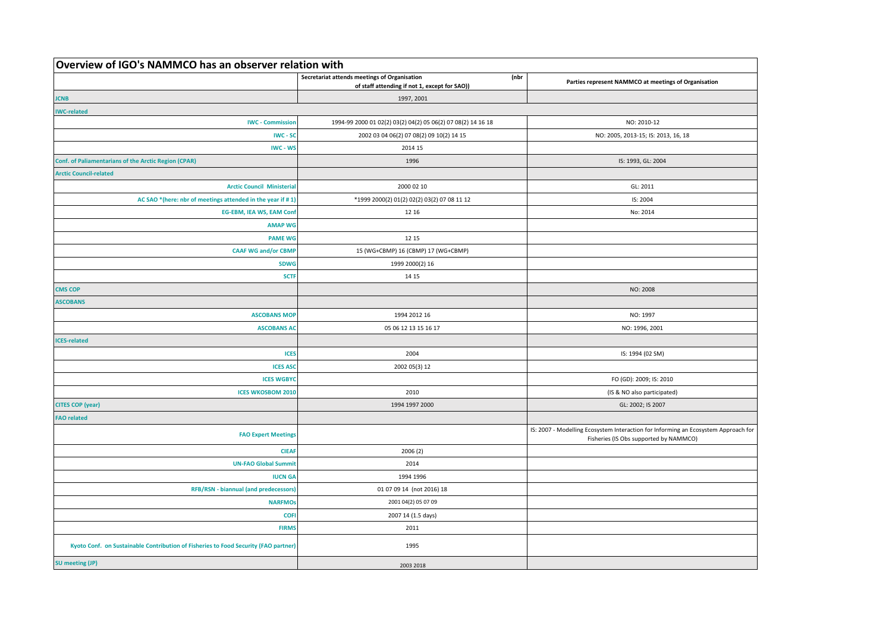# Overview of IGO's NAMMCO has an observer relation with

| | Secretariat attends meetings of Organisation (nbr of staff attending if not 1, except for SAO)) | Parties represent NAMMCO at meetings of Organisation |
|---|---|---|
| **JCNB** | 1997, 2001 | |
| **IWC-related** | | |
| IWC - Commission | 1994-99 2000 01 02(2) 03(2) 04(2) 05 06(2) 07 08(2) 14 16 18 | NO: 2010-12 |
| IWC - SC | 2002 03 04 06(2) 07 08(2) 09 10(2) 14 15 | NO: 2005, 2013-15; IS: 2013, 16, 18 |
| IWC - WS | 2014 15 | |
| **Conf. of Paliamentarians of the Arctic Region (CPAR)** | 1996 | IS: 1993, GL: 2004 |
| **Arctic Council-related** | | |
| Arctic Council Ministerial | 2000 02 10 | GL: 2011 |
| AC SAO *(here: nbr of meetings attended in the year if # 1) | *1999 2000(2) 01(2) 02(2) 03(2) 07 08 11 12 | IS: 2004 |
| EG-EBM, IEA WS, EAM Conf | 12 16 | No: 2014 |
| AMAP WG | | |
| PAME WG | 12 15 | |
| CAAF WG and/or CBMP | 15 (WG+CBMP) 16 (CBMP) 17 (WG+CBMP) | |
| SDWG | 1999 2000(2) 16 | |
| SCTF | 14 15 | |
| **CMS COP** | | NO: 2008 |
| **ASCOBANS** | | |
| ASCOBANS MOP | 1994 2012 16 | NO: 1997 |
| ASCOBANS AC | 05 06 12 13 15 16 17 | NO: 1996, 2001 |
| **ICES-related** | | |
| ICES | 2004 | IS: 1994 (02 SM) |
| ICES ASC | 2002 05(3) 12 | |
| ICES WGBYC | | FO (GD): 2009; IS: 2010 |
| ICES WKOSBOM 2010 | 2010 | (IS & NO also participated) |
| **CITES COP (year)** | 1994 1997 2000 | GL: 2002; IS 2007 |
| **FAO related** | | |
| FAO Expert Meetings | | IS: 2007 - Modelling Ecosystem Interaction for Informing an Ecosystem Approach for Fisheries (IS Obs supported by NAMMCO) |
| CIEAF | 2006 (2) | |
| UN-FAO Global Summit | 2014 | |
| IUCN GA | 1994 1996 | |
| RFB/RSN - biannual (and predecessors) | 01 07 09 14 (not 2016) 18 | |
| NARFMOs | 2001 04(2) 05 07 09 | |
| COFI | 2007 14 (1.5 days) | |
| FIRMS | 2011 | |
| Kyoto Conf. on Sustainable Contribution of Fisheries to Food Security (FAO partner) | 1995 | |
| **SU meeting (JP)** | 2003 2018 | |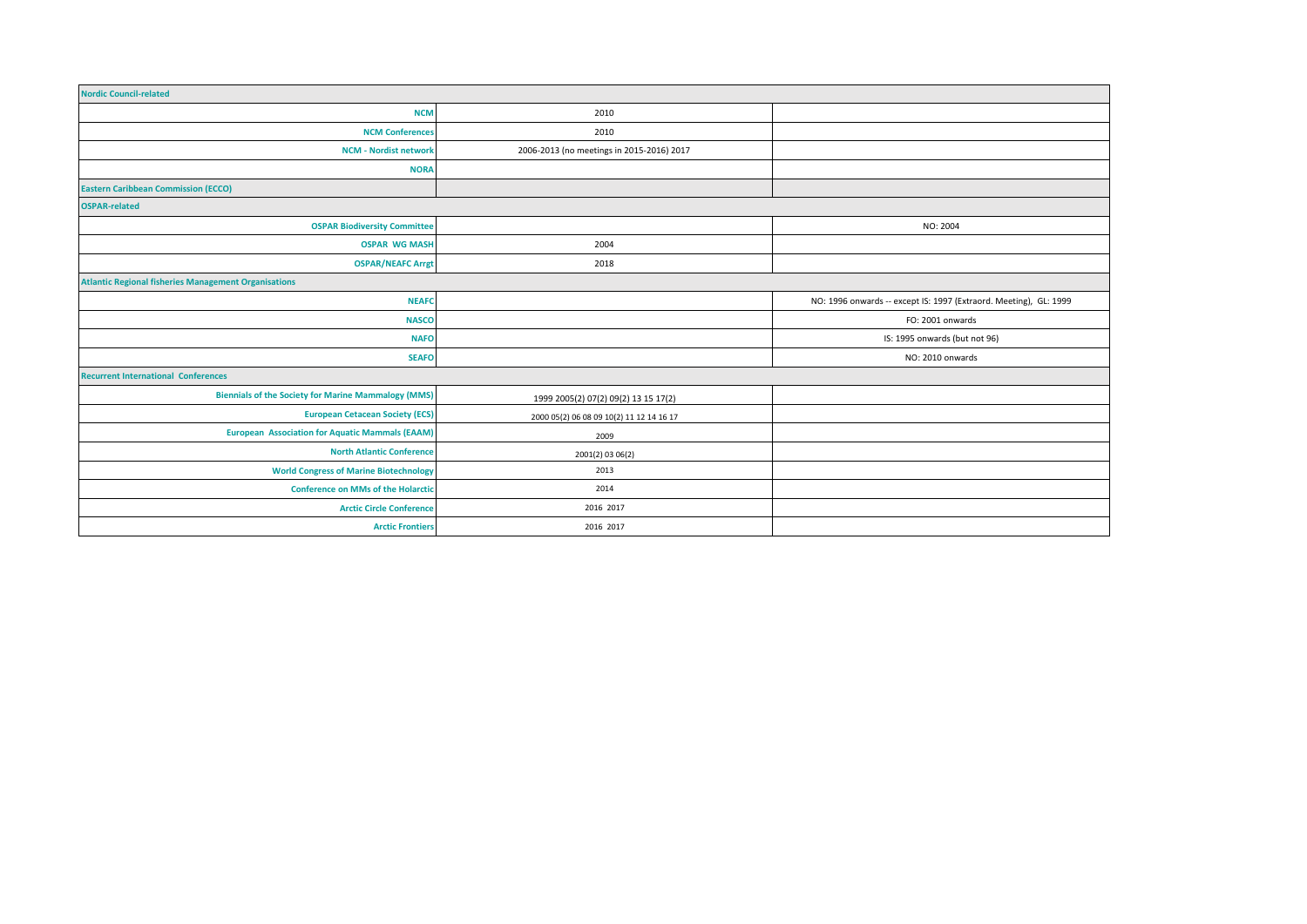| | | |
|---|---|---|
| **Nordic Council-related** | | |
| **NCM** | 2010 | |
| **NCM Conferences** | 2010 | |
| **NCM - Nordist network** | 2006-2013 (no meetings in 2015-2016) 2017 | |
| **NORA** | | |
| **Eastern Caribbean Commission (ECCO)** | | |
| **OSPAR-related** | | |
| **OSPAR Biodiversity Committee** | | NO: 2004 |
| **OSPAR WG MASH** | 2004 | |
| **OSPAR/NEAFC Arrgt** | 2018 | |
| **Atlantic Regional fisheries Management Organisations** | | |
| **NEAFC** | | NO: 1996 onwards -- except IS: 1997 (Extraord. Meeting), GL: 1999 |
| **NASCO** | | FO: 2001 onwards |
| **NAFO** | | IS: 1995 onwards (but not 96) |
| **SEAFO** | | NO: 2010 onwards |
| **Recurrent International Conferences** | | |
| **Biennials of the Society for Marine Mammalogy (MMS)** | 1999 2005(2) 07(2) 09(2) 13 15 17(2) | |
| **European Cetacean Society (ECS)** | 2000 05(2) 06 08 09 10(2) 11 12 14 16 17 | |
| **European Association for Aquatic Mammals (EAAM)** | 2009 | |
| **North Atlantic Conference** | 2001(2) 03 06(2) | |
| **World Congress of Marine Biotechnology** | 2013 | |
| **Conference on MMs of the Holarctic** | 2014 | |
| **Arctic Circle Conference** | 2016 2017 | |
| **Arctic Frontiers** | 2016 2017 | |